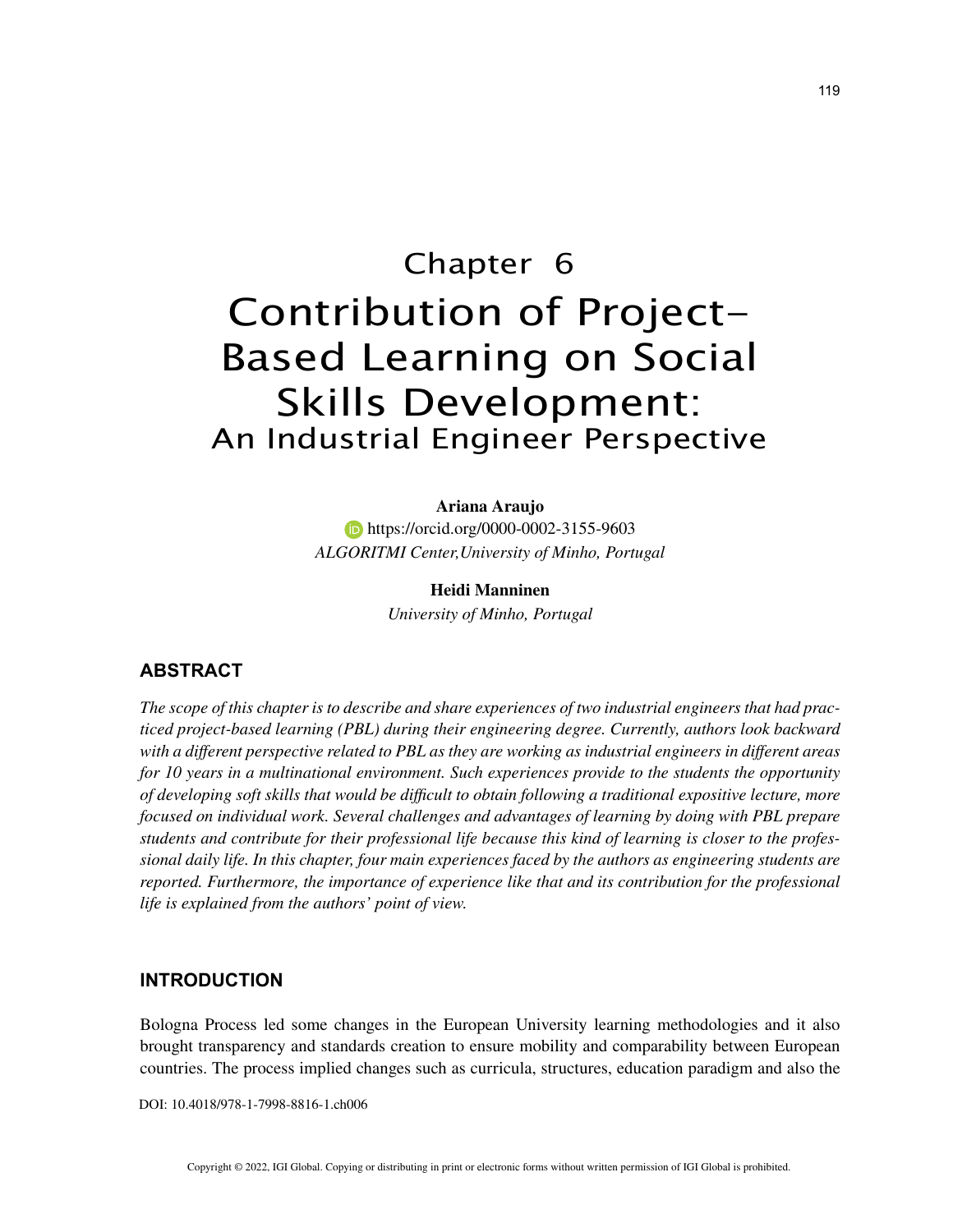# Chapter 6
# Contribution of Project-Based Learning on Social Skills Development:
## An Industrial Engineer Perspective

**Ariana Araujo**
https://orcid.org/0000-0002-3155-9603
*ALGORITMI Center,University of Minho, Portugal*

**Heidi Manninen**
*University of Minho, Portugal*

## ABSTRACT

*The scope of this chapter is to describe and share experiences of two industrial engineers that had practiced project-based learning (PBL) during their engineering degree. Currently, authors look backward with a different perspective related to PBL as they are working as industrial engineers in different areas for 10 years in a multinational environment. Such experiences provide to the students the opportunity of developing soft skills that would be difficult to obtain following a traditional expositive lecture, more focused on individual work. Several challenges and advantages of learning by doing with PBL prepare students and contribute for their professional life because this kind of learning is closer to the professional daily life. In this chapter, four main experiences faced by the authors as engineering students are reported. Furthermore, the importance of experience like that and its contribution for the professional life is explained from the authors' point of view.*

## INTRODUCTION

Bologna Process led some changes in the European University learning methodologies and it also brought transparency and standards creation to ensure mobility and comparability between European countries. The process implied changes such as curricula, structures, education paradigm and also the

DOI: 10.4018/978-1-7998-8816-1.ch006

Copyright © 2022, IGI Global. Copying or distributing in print or electronic forms without written permission of IGI Global is prohibited.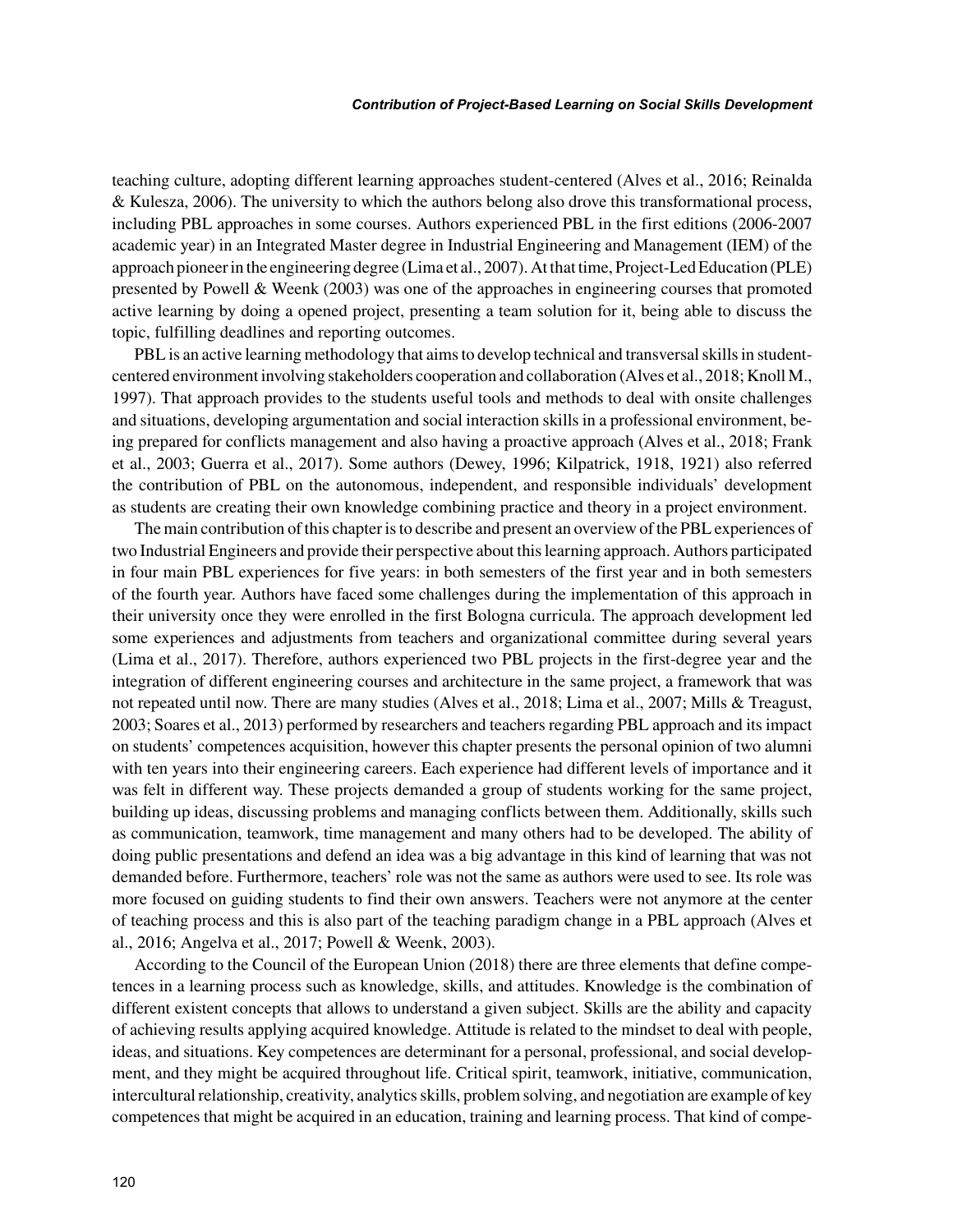teaching culture, adopting different learning approaches student-centered (Alves et al., 2016; Reinalda & Kulesza, 2006). The university to which the authors belong also drove this transformational process, including PBL approaches in some courses. Authors experienced PBL in the first editions (2006-2007 academic year) in an Integrated Master degree in Industrial Engineering and Management (IEM) of the approach pioneer in the engineering degree (Lima et al., 2007). At that time, Project-Led Education (PLE) presented by Powell & Weenk (2003) was one of the approaches in engineering courses that promoted active learning by doing a opened project, presenting a team solution for it, being able to discuss the topic, fulfilling deadlines and reporting outcomes.

PBL is an active learning methodology that aims to develop technical and transversal skills in student-centered environment involving stakeholders cooperation and collaboration (Alves et al., 2018; Knoll M., 1997). That approach provides to the students useful tools and methods to deal with onsite challenges and situations, developing argumentation and social interaction skills in a professional environment, being prepared for conflicts management and also having a proactive approach (Alves et al., 2018; Frank et al., 2003; Guerra et al., 2017). Some authors (Dewey, 1996; Kilpatrick, 1918, 1921) also referred the contribution of PBL on the autonomous, independent, and responsible individuals' development as students are creating their own knowledge combining practice and theory in a project environment.

The main contribution of this chapter is to describe and present an overview of the PBL experiences of two Industrial Engineers and provide their perspective about this learning approach. Authors participated in four main PBL experiences for five years: in both semesters of the first year and in both semesters of the fourth year. Authors have faced some challenges during the implementation of this approach in their university once they were enrolled in the first Bologna curricula. The approach development led some experiences and adjustments from teachers and organizational committee during several years (Lima et al., 2017). Therefore, authors experienced two PBL projects in the first-degree year and the integration of different engineering courses and architecture in the same project, a framework that was not repeated until now. There are many studies (Alves et al., 2018; Lima et al., 2007; Mills & Treagust, 2003; Soares et al., 2013) performed by researchers and teachers regarding PBL approach and its impact on students' competences acquisition, however this chapter presents the personal opinion of two alumni with ten years into their engineering careers. Each experience had different levels of importance and it was felt in different way. These projects demanded a group of students working for the same project, building up ideas, discussing problems and managing conflicts between them. Additionally, skills such as communication, teamwork, time management and many others had to be developed. The ability of doing public presentations and defend an idea was a big advantage in this kind of learning that was not demanded before. Furthermore, teachers' role was not the same as authors were used to see. Its role was more focused on guiding students to find their own answers. Teachers were not anymore at the center of teaching process and this is also part of the teaching paradigm change in a PBL approach (Alves et al., 2016; Angelva et al., 2017; Powell & Weenk, 2003).

According to the Council of the European Union (2018) there are three elements that define competences in a learning process such as knowledge, skills, and attitudes. Knowledge is the combination of different existent concepts that allows to understand a given subject. Skills are the ability and capacity of achieving results applying acquired knowledge. Attitude is related to the mindset to deal with people, ideas, and situations. Key competences are determinant for a personal, professional, and social development, and they might be acquired throughout life. Critical spirit, teamwork, initiative, communication, intercultural relationship, creativity, analytics skills, problem solving, and negotiation are example of key competences that might be acquired in an education, training and learning process. That kind of compe-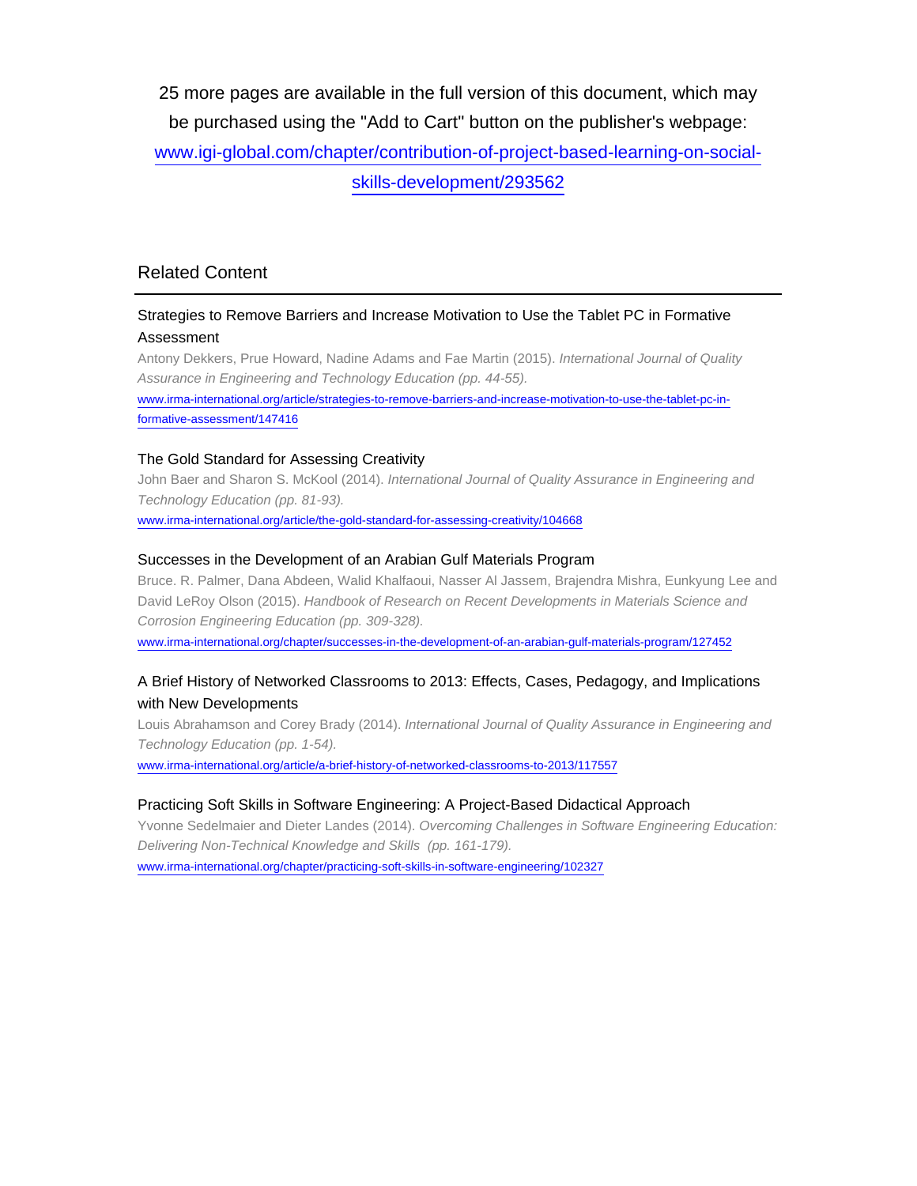25 more pages are available in the full version of this document, which may be purchased using the "Add to Cart" button on the publisher's webpage: www.igi-global.com/chapter/contribution-of-project-based-learning-on-social-skills-development/293562

## Related Content

### Strategies to Remove Barriers and Increase Motivation to Use the Tablet PC in Formative Assessment

Antony Dekkers, Prue Howard, Nadine Adams and Fae Martin (2015). *International Journal of Quality Assurance in Engineering and Technology Education (pp. 44-55).*

www.irma-international.org/article/strategies-to-remove-barriers-and-increase-motivation-to-use-the-tablet-pc-in-formative-assessment/147416

### The Gold Standard for Assessing Creativity

John Baer and Sharon S. McKool (2014). *International Journal of Quality Assurance in Engineering and Technology Education (pp. 81-93).*

www.irma-international.org/article/the-gold-standard-for-assessing-creativity/104668

### Successes in the Development of an Arabian Gulf Materials Program

Bruce. R. Palmer, Dana Abdeen, Walid Khalfaoui, Nasser Al Jassem, Brajendra Mishra, Eunkyung Lee and David LeRoy Olson (2015). *Handbook of Research on Recent Developments in Materials Science and Corrosion Engineering Education (pp. 309-328).*

www.irma-international.org/chapter/successes-in-the-development-of-an-arabian-gulf-materials-program/127452

### A Brief History of Networked Classrooms to 2013: Effects, Cases, Pedagogy, and Implications with New Developments

Louis Abrahamson and Corey Brady (2014). *International Journal of Quality Assurance in Engineering and Technology Education (pp. 1-54).*

www.irma-international.org/article/a-brief-history-of-networked-classrooms-to-2013/117557

### Practicing Soft Skills in Software Engineering: A Project-Based Didactical Approach

Yvonne Sedelmaier and Dieter Landes (2014). *Overcoming Challenges in Software Engineering Education: Delivering Non-Technical Knowledge and Skills (pp. 161-179).*

www.irma-international.org/chapter/practicing-soft-skills-in-software-engineering/102327